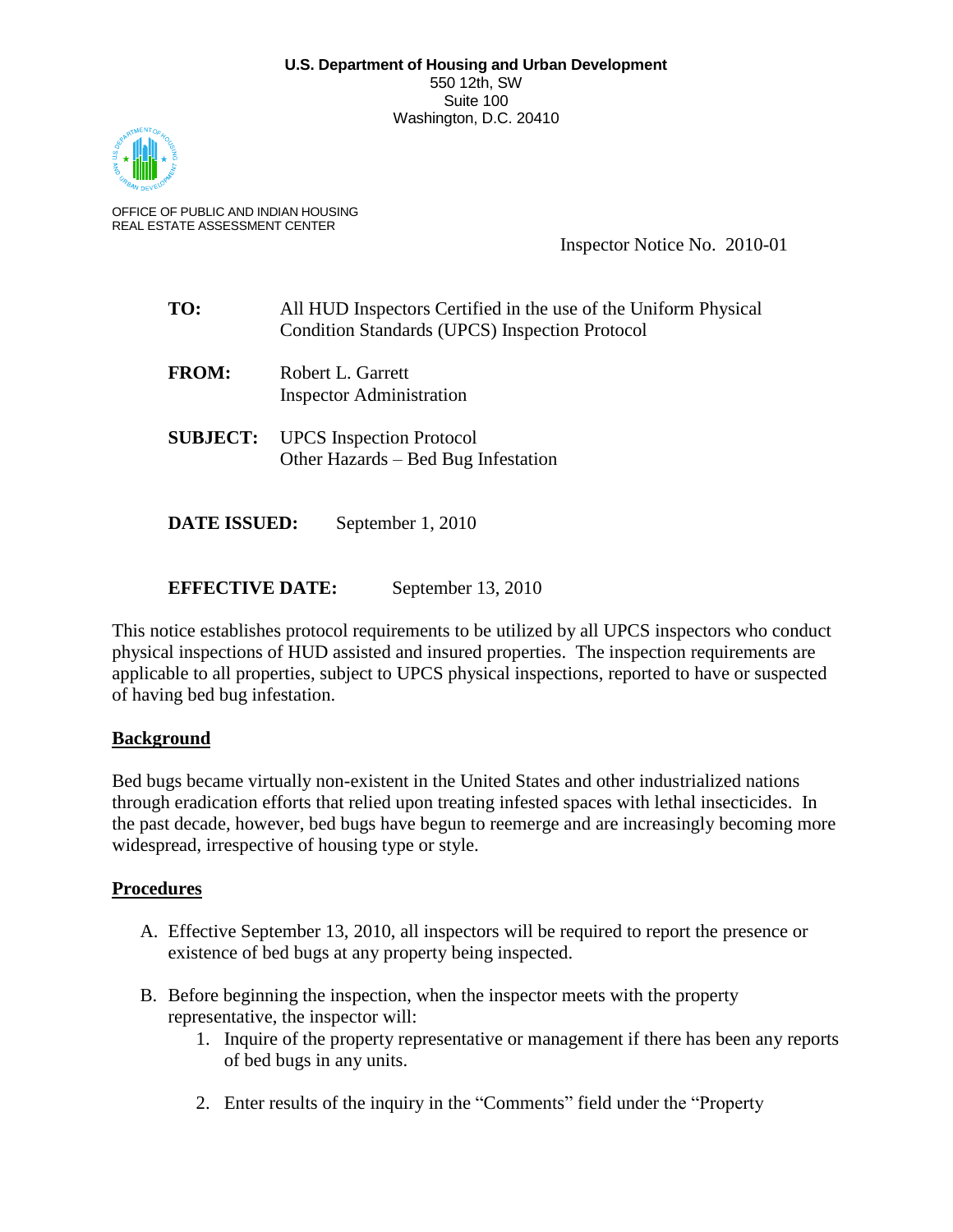**U.S. Department of Housing and Urban Development**
550 12th, SW
Suite 100
Washington, D.C. 20410

OFFICE OF PUBLIC AND INDIAN HOUSING
REAL ESTATE ASSESSMENT CENTER

Inspector Notice No. 2010-01

**TO:** All HUD Inspectors Certified in the use of the Uniform Physical Condition Standards (UPCS) Inspection Protocol

**FROM:** Robert L. Garrett
Inspector Administration

**SUBJECT:** UPCS Inspection Protocol
Other Hazards – Bed Bug Infestation

**DATE ISSUED:** September 1, 2010

**EFFECTIVE DATE:** September 13, 2010

This notice establishes protocol requirements to be utilized by all UPCS inspectors who conduct physical inspections of HUD assisted and insured properties. The inspection requirements are applicable to all properties, subject to UPCS physical inspections, reported to have or suspected of having bed bug infestation.

## Background

Bed bugs became virtually non-existent in the United States and other industrialized nations through eradication efforts that relied upon treating infested spaces with lethal insecticides. In the past decade, however, bed bugs have begun to reemerge and are increasingly becoming more widespread, irrespective of housing type or style.

## Procedures

A. Effective September 13, 2010, all inspectors will be required to report the presence or existence of bed bugs at any property being inspected.

B. Before beginning the inspection, when the inspector meets with the property representative, the inspector will:
   1. Inquire of the property representative or management if there has been any reports of bed bugs in any units.

   2. Enter results of the inquiry in the "Comments" field under the "Property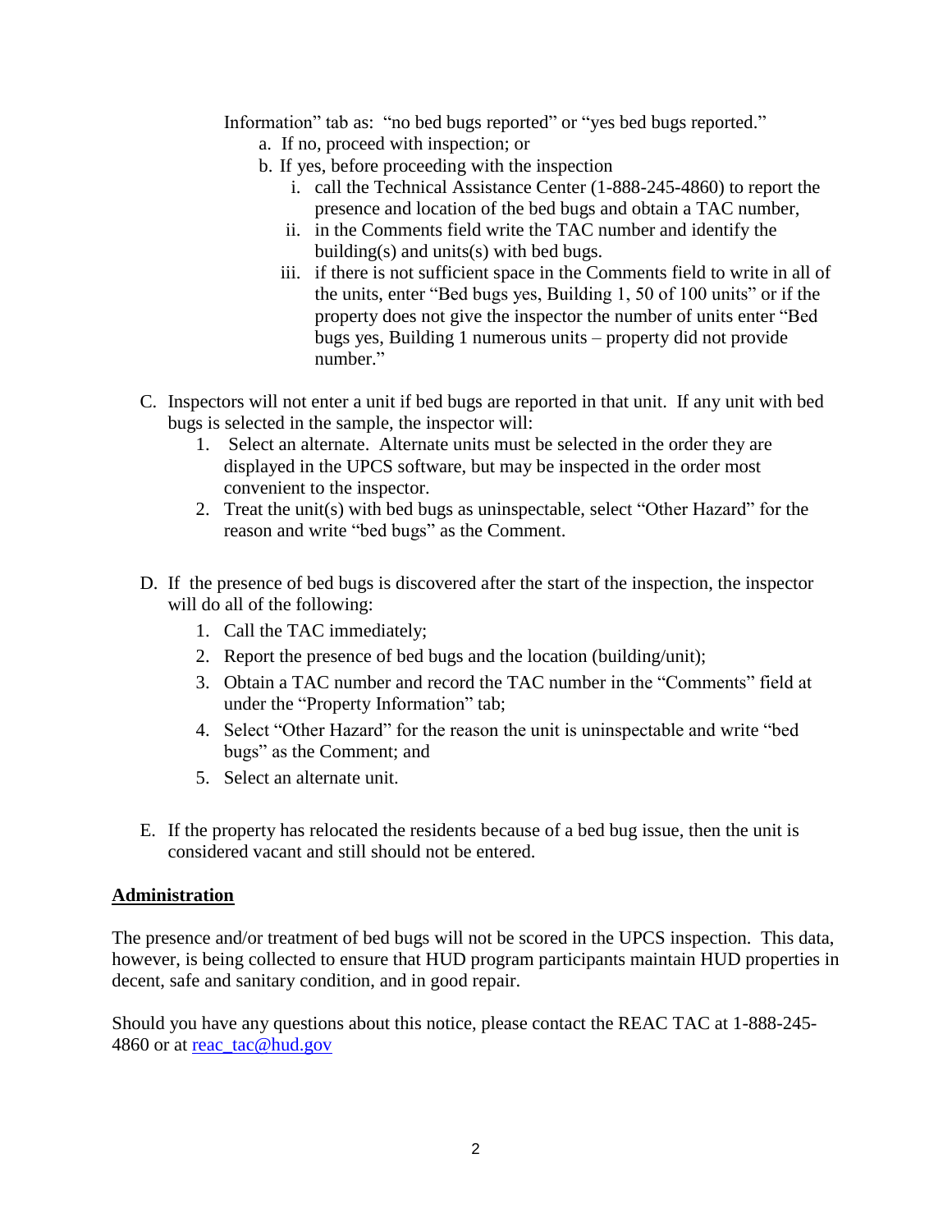Information" tab as: "no bed bugs reported" or "yes bed bugs reported."

a. If no, proceed with inspection; or

b. If yes, before proceeding with the inspection

  i. call the Technical Assistance Center (1-888-245-4860) to report the presence and location of the bed bugs and obtain a TAC number,

  ii. in the Comments field write the TAC number and identify the building(s) and units(s) with bed bugs.

  iii. if there is not sufficient space in the Comments field to write in all of the units, enter "Bed bugs yes, Building 1, 50 of 100 units" or if the property does not give the inspector the number of units enter "Bed bugs yes, Building 1 numerous units – property did not provide number."

C. Inspectors will not enter a unit if bed bugs are reported in that unit. If any unit with bed bugs is selected in the sample, the inspector will:

1. Select an alternate. Alternate units must be selected in the order they are displayed in the UPCS software, but may be inspected in the order most convenient to the inspector.
2. Treat the unit(s) with bed bugs as uninspectable, select "Other Hazard" for the reason and write "bed bugs" as the Comment.

D. If the presence of bed bugs is discovered after the start of the inspection, the inspector will do all of the following:

1. Call the TAC immediately;
2. Report the presence of bed bugs and the location (building/unit);
3. Obtain a TAC number and record the TAC number in the "Comments" field at under the "Property Information" tab;
4. Select "Other Hazard" for the reason the unit is uninspectable and write "bed bugs" as the Comment; and
5. Select an alternate unit.

E. If the property has relocated the residents because of a bed bug issue, then the unit is considered vacant and still should not be entered.

## Administration

The presence and/or treatment of bed bugs will not be scored in the UPCS inspection. This data, however, is being collected to ensure that HUD program participants maintain HUD properties in decent, safe and sanitary condition, and in good repair.

Should you have any questions about this notice, please contact the REAC TAC at 1-888-245-4860 or at reac_tac@hud.gov